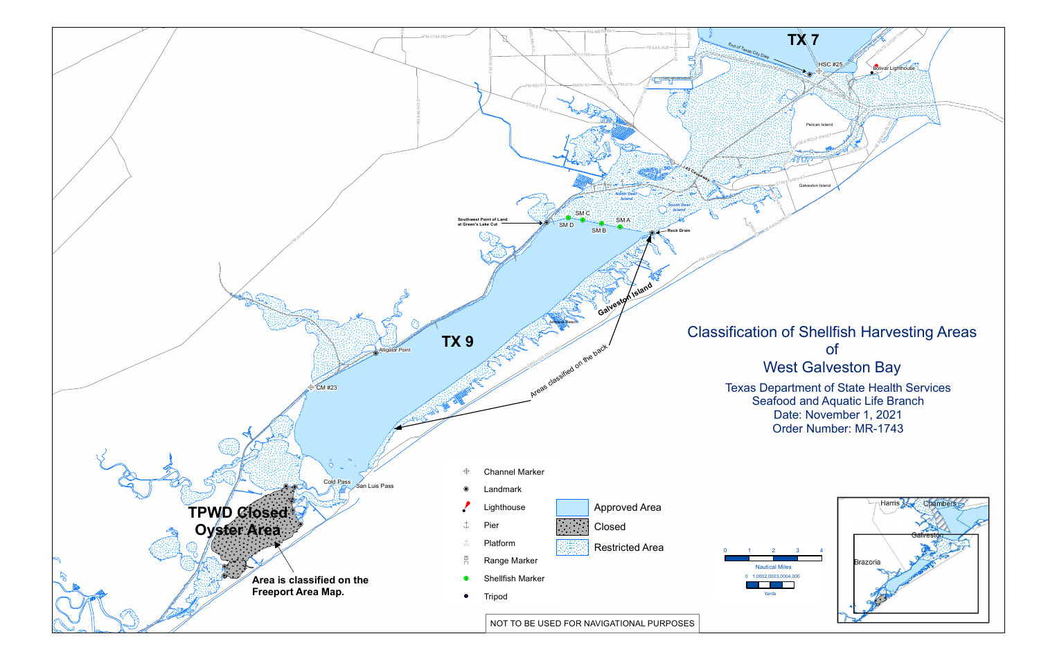# Classification of Shellfish Harvesting Areas of West Galveston Bay

Texas Department of State Health Services
Seafood and Aquatic Life Branch
Date: November 1, 2021
Order Number: MR-1743

TX 7

TX 9

TPWD Closed Oyster Area

Area is classified on the Freeport Area Map.

Areas classified on the back

End of Texas City Dike

HSC #25

Bolivar Lighthouse

Pelican Island

Galveston Island

North Deer Island

South Deer Island

I-45 Causeway

Southwest Point of Land at Green's Lake Cut

SM A

SM B

SM C

SM D

Rock Groin

Jamaica Beach

Alligator Point

CM #23

Cold Pass

San Luis Pass

**Legend**

- Channel Marker
- Landmark
- Lighthouse
- Pier
- Platform
- Range Marker
- Shellfish Marker
- Tripod

- Approved Area
- Closed
- Restricted Area

Nautical Miles: 0 1 2 3 4

Yards: 0 1,000 2,000 3,000 4,000

Harris

Chambers

Galveston

Brazoria

NOT TO BE USED FOR NAVIGATIONAL PURPOSES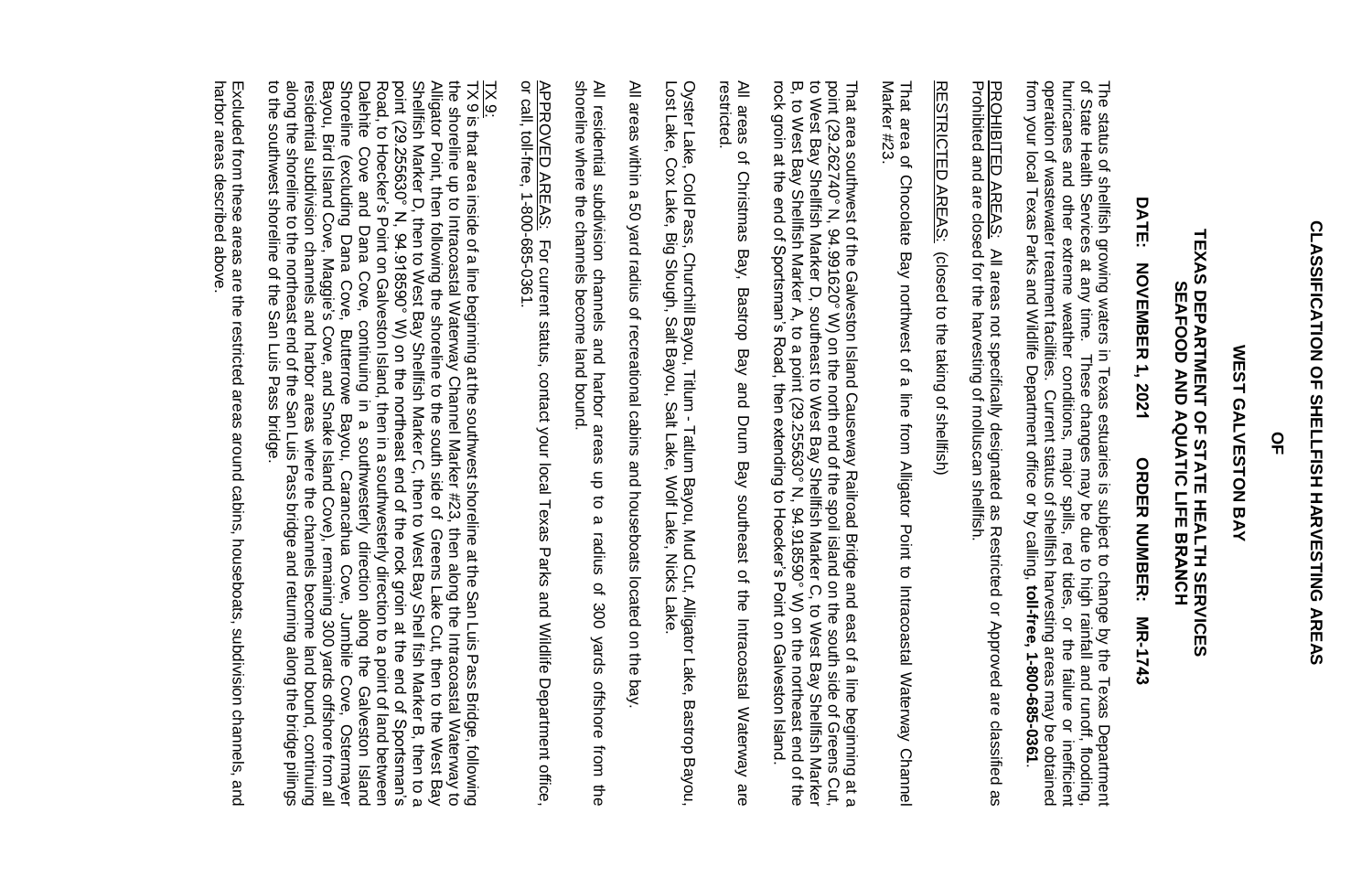# CLASSIFICATION OF SHELLFISH HARVESTING AREAS

## OF

## WEST GALVESTON BAY

## TEXAS DEPARTMENT OF STATE HEALTH SERVICES
## SEAFOOD AND AQUATIC LIFE BRANCH

**DATE: NOVEMBER 1, 2021 ORDER NUMBER: MR-1743**

The status of shellfish growing waters in Texas estuaries is subject to change by the Texas Department of State Health Services at any time. These changes may be due to high rainfall and runoff, flooding, hurricanes and other extreme weather conditions, major spills, red tides, or the failure or inefficient operation of wastewater treatment facilities. Current status of shellfish harvesting areas may be obtained from your local Texas Parks and Wildlife Department office or by calling, **toll-free, 1-800-685-0361**.

PROHIBITED AREAS: All areas not specifically designated as Restricted or Approved are classified as Prohibited and are closed for the harvesting of molluscan shellfish.

RESTRICTED AREAS: (closed to the taking of shellfish)

That area of Chocolate Bay northwest of a line from Alligator Point to Intracoastal Waterway Channel Marker #23.

That area southwest of the Galveston Island Causeway Railroad Bridge and east of a line beginning at a point (29.262740° N, 94.991620° W) on the north end of the spoil island on the south side of Greens Cut, to West Bay Shellfish Marker D, southeast to West Bay Shellfish Marker C, to West Bay Shellfish Marker B, to West Bay Shellfish Marker A, to a point (29.255630° N, 94.918590° W) on the northeast end of the rock groin at the end of Sportsman's Road, then extending to Hoecker's Point on Galveston Island.

All areas of Christmas Bay, Bastrop Bay and Drum Bay southeast of the Intracoastal Waterway are restricted.

Oyster Lake, Cold Pass, Churchill Bayou, Titum - Tatum Bayou, Mud Cut, Alligator Lake, Bastrop Bayou, Lost Lake, Cox Lake, Big Slough, Salt Bayou, Salt Lake, Wolf Lake, Nicks Lake.

All areas within a 50 yard radius of recreational cabins and houseboats located on the bay.

All residential subdivision channels and harbor areas up to a radius of 300 yards offshore from the shoreline where the channels become land bound.

APPROVED AREAS: For current status, contact your local Texas Parks and Wildlife Department office, or call, toll-free, 1-800-685-0361.

TX 9:
TX 9 is that area inside of a line beginning at the southwest shoreline at the San Luis Pass Bridge, following the shoreline up to Intracoastal Waterway Channel Marker #23, then along the Intracoastal Waterway to Alligator Point, then following the shoreline to the south side of Greens Lake Cut, then to the West Bay Shellfish Marker D, then to West Bay Shellfish Marker C, then to West Bay Shell fish Marker B, then to a point (29.255630° N, 94.918590° W) on the northeast end of the rock groin at the end of Sportsman's Road, to Hoecker's Point on Galveston Island, then in a southwesterly direction to a point of land between Dalehite Cove and Dana Cove, continuing in a southwesterly direction along the Galveston Island Shoreline (excluding Dana Cove, Butterowe Bayou, Carancahua Cove, Jumbile Cove, Ostermayer Bayou, Bird Island Cove, Maggie's Cove, and Snake Island Cove), remaining 300 yards offshore from all residential subdivision channels and harbor areas where the channels become land bound, continuing along the shoreline to the northeast end of the San Luis Pass bridge and returning along the bridge pilings to the southwest shoreline of the San Luis Pass bridge.

Excluded from these areas are the restricted areas around cabins, houseboats, subdivision channels, and harbor areas described above.